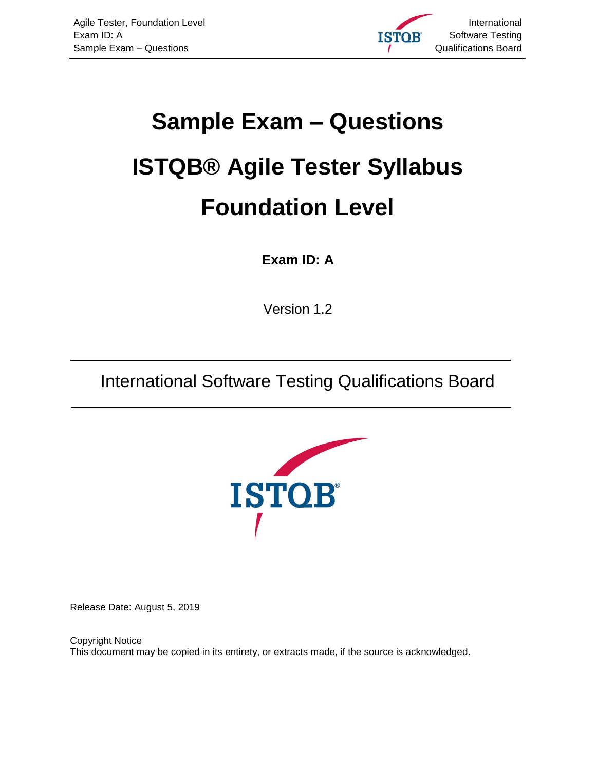# Sample Exam – Questions

# ISTQB® Agile Tester Syllabus

# Foundation Level

**Exam ID: A**

Version 1.2

International Software Testing Qualifications Board

Release Date: August 5, 2019

Copyright Notice
This document may be copied in its entirety, or extracts made, if the source is acknowledged.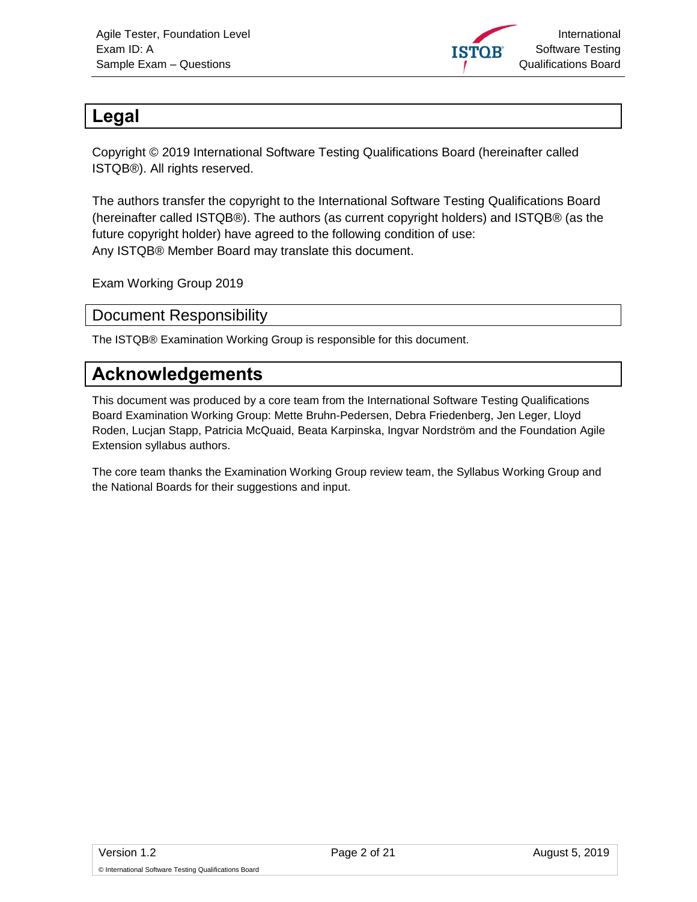# Legal

Copyright © 2019 International Software Testing Qualifications Board (hereinafter called ISTQB®). All rights reserved.

The authors transfer the copyright to the International Software Testing Qualifications Board (hereinafter called ISTQB®). The authors (as current copyright holders) and ISTQB® (as the future copyright holder) have agreed to the following condition of use:
Any ISTQB® Member Board may translate this document.

Exam Working Group 2019

## Document Responsibility

The ISTQB® Examination Working Group is responsible for this document.

# Acknowledgements

This document was produced by a core team from the International Software Testing Qualifications Board Examination Working Group: Mette Bruhn-Pedersen, Debra Friedenberg, Jen Leger, Lloyd Roden, Lucjan Stapp, Patricia McQuaid, Beata Karpinska, Ingvar Nordström and the Foundation Agile Extension syllabus authors.

The core team thanks the Examination Working Group review team, the Syllabus Working Group and the National Boards for their suggestions and input.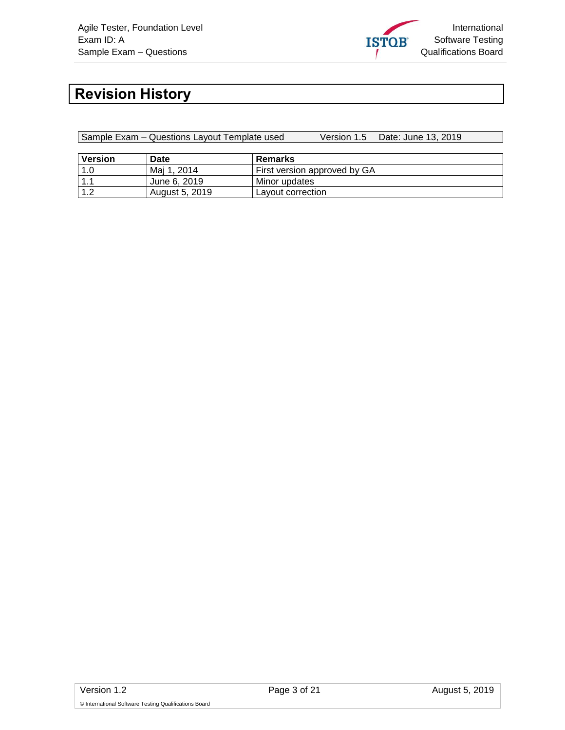# Revision History

| | |
|---|---|
| Sample Exam – Questions Layout Template used | Version 1.5 Date: June 13, 2019 |

| Version | Date | Remarks |
|---|---|---|
| 1.0 | Maj 1, 2014 | First version approved by GA |
| 1.1 | June 6, 2019 | Minor updates |
| 1.2 | August 5, 2019 | Layout correction |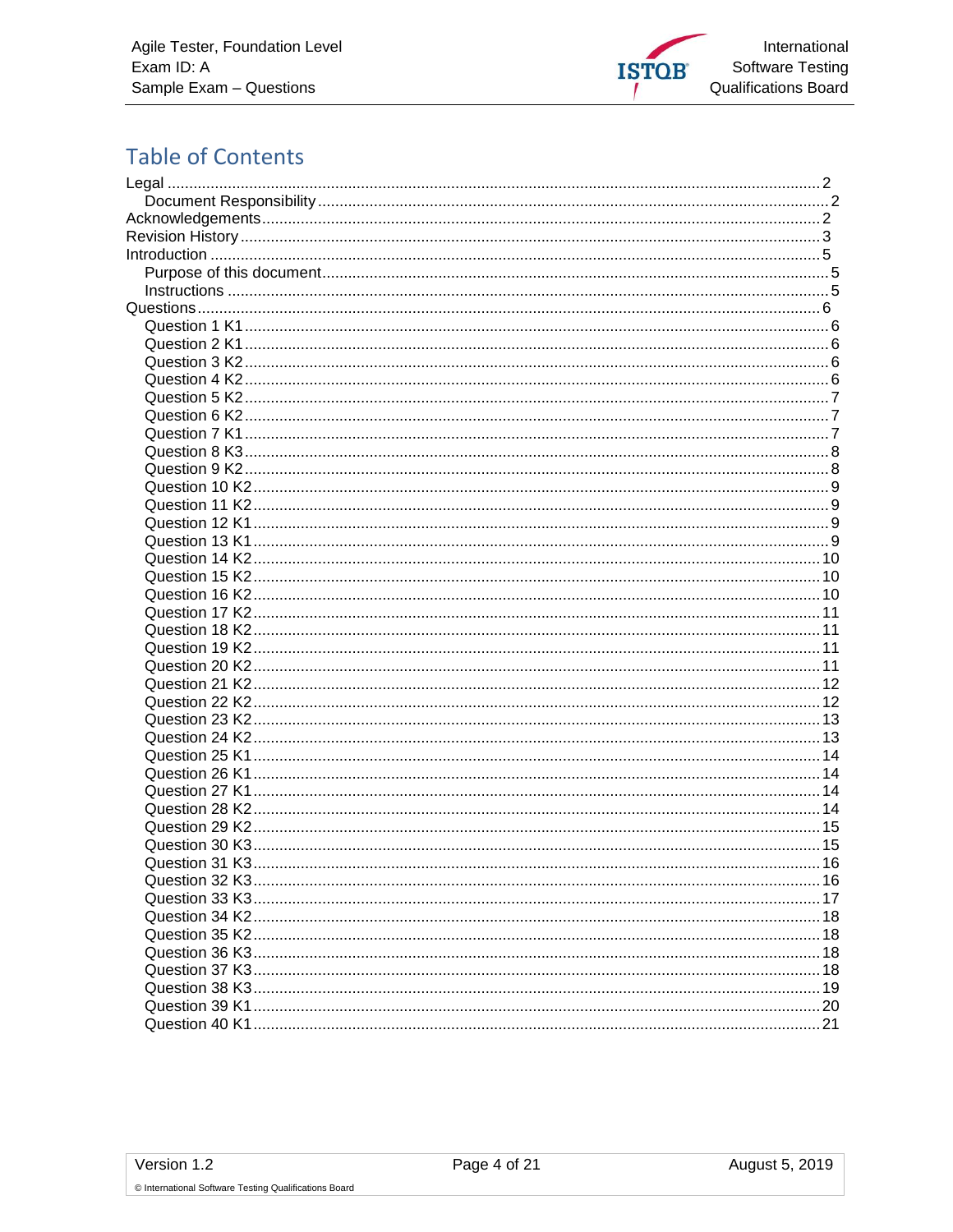# Table of Contents

- Legal ... 2
  - Document Responsibility ... 2
- Acknowledgements ... 2
- Revision History ... 3
- Introduction ... 5
  - Purpose of this document ... 5
  - Instructions ... 5
- Questions ... 6
  - Question 1 K1 ... 6
  - Question 2 K1 ... 6
  - Question 3 K2 ... 6
  - Question 4 K2 ... 6
  - Question 5 K2 ... 7
  - Question 6 K2 ... 7
  - Question 7 K1 ... 7
  - Question 8 K3 ... 8
  - Question 9 K2 ... 8
  - Question 10 K2 ... 9
  - Question 11 K2 ... 9
  - Question 12 K1 ... 9
  - Question 13 K1 ... 9
  - Question 14 K2 ... 10
  - Question 15 K2 ... 10
  - Question 16 K2 ... 10
  - Question 17 K2 ... 11
  - Question 18 K2 ... 11
  - Question 19 K2 ... 11
  - Question 20 K2 ... 11
  - Question 21 K2 ... 12
  - Question 22 K2 ... 12
  - Question 23 K2 ... 13
  - Question 24 K2 ... 13
  - Question 25 K1 ... 14
  - Question 26 K1 ... 14
  - Question 27 K1 ... 14
  - Question 28 K2 ... 14
  - Question 29 K2 ... 15
  - Question 30 K3 ... 15
  - Question 31 K3 ... 16
  - Question 32 K3 ... 16
  - Question 33 K3 ... 17
  - Question 34 K2 ... 18
  - Question 35 K2 ... 18
  - Question 36 K3 ... 18
  - Question 37 K3 ... 18
  - Question 38 K3 ... 19
  - Question 39 K1 ... 20
  - Question 40 K1 ... 21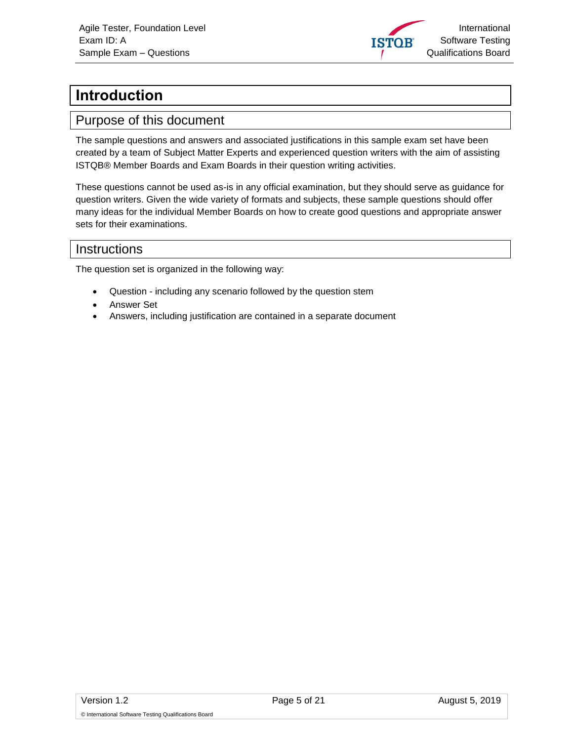# Introduction

## Purpose of this document

The sample questions and answers and associated justifications in this sample exam set have been created by a team of Subject Matter Experts and experienced question writers with the aim of assisting ISTQB® Member Boards and Exam Boards in their question writing activities.

These questions cannot be used as-is in any official examination, but they should serve as guidance for question writers. Given the wide variety of formats and subjects, these sample questions should offer many ideas for the individual Member Boards on how to create good questions and appropriate answer sets for their examinations.

## Instructions

The question set is organized in the following way:

- Question - including any scenario followed by the question stem
- Answer Set
- Answers, including justification are contained in a separate document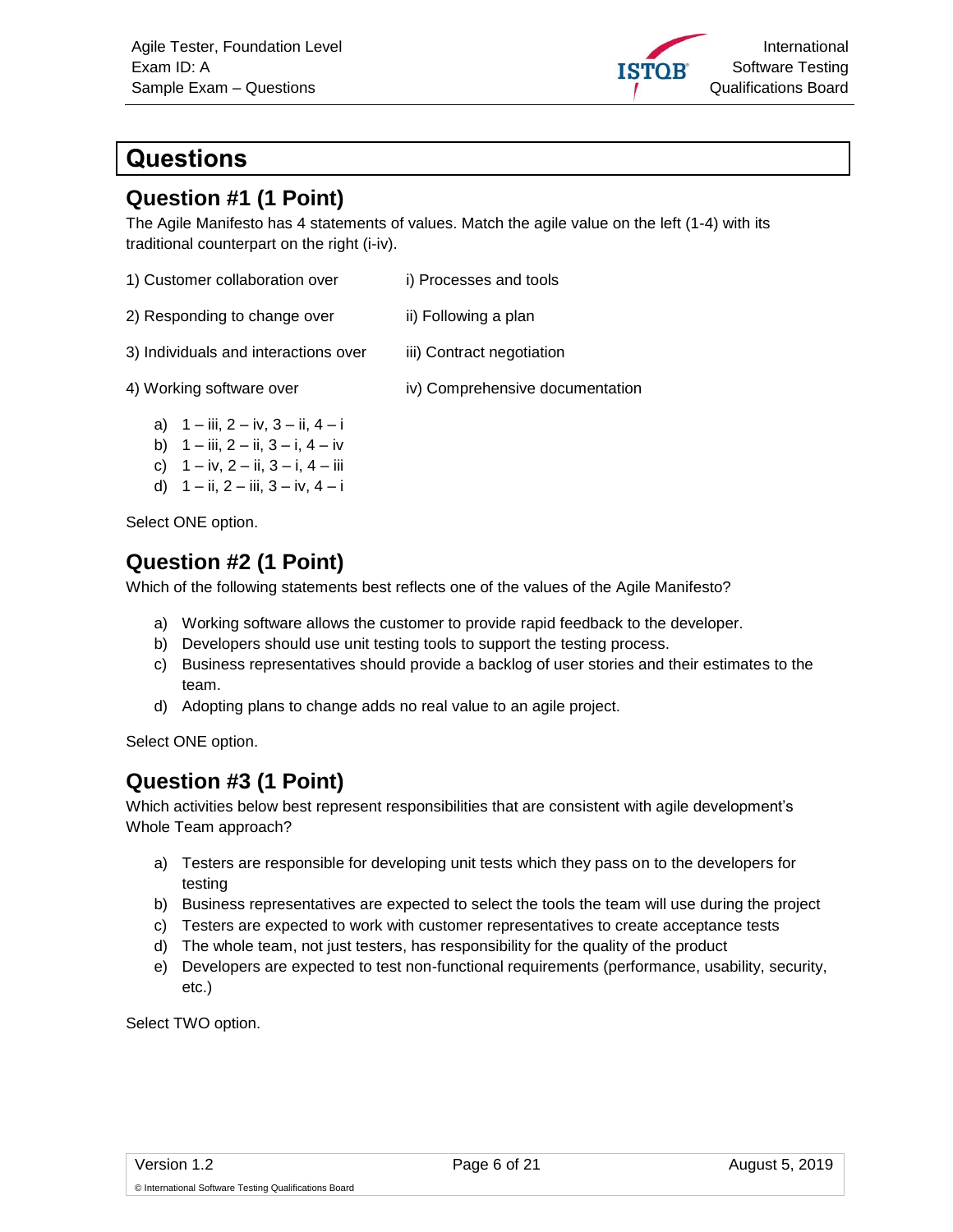# Questions

## Question #1 (1 Point)

The Agile Manifesto has 4 statements of values. Match the agile value on the left (1-4) with its traditional counterpart on the right (i-iv).

| | |
|---|---|
| 1) Customer collaboration over | i) Processes and tools |
| 2) Responding to change over | ii) Following a plan |
| 3) Individuals and interactions over | iii) Contract negotiation |
| 4) Working software over | iv) Comprehensive documentation |

a) 1 – iii, 2 – iv, 3 – ii, 4 – i
b) 1 – iii, 2 – ii, 3 – i, 4 – iv
c) 1 – iv, 2 – ii, 3 – i, 4 – iii
d) 1 – ii, 2 – iii, 3 – iv, 4 – i

Select ONE option.

## Question #2 (1 Point)

Which of the following statements best reflects one of the values of the Agile Manifesto?

a) Working software allows the customer to provide rapid feedback to the developer.
b) Developers should use unit testing tools to support the testing process.
c) Business representatives should provide a backlog of user stories and their estimates to the team.
d) Adopting plans to change adds no real value to an agile project.

Select ONE option.

## Question #3 (1 Point)

Which activities below best represent responsibilities that are consistent with agile development's Whole Team approach?

a) Testers are responsible for developing unit tests which they pass on to the developers for testing
b) Business representatives are expected to select the tools the team will use during the project
c) Testers are expected to work with customer representatives to create acceptance tests
d) The whole team, not just testers, has responsibility for the quality of the product
e) Developers are expected to test non-functional requirements (performance, usability, security, etc.)

Select TWO option.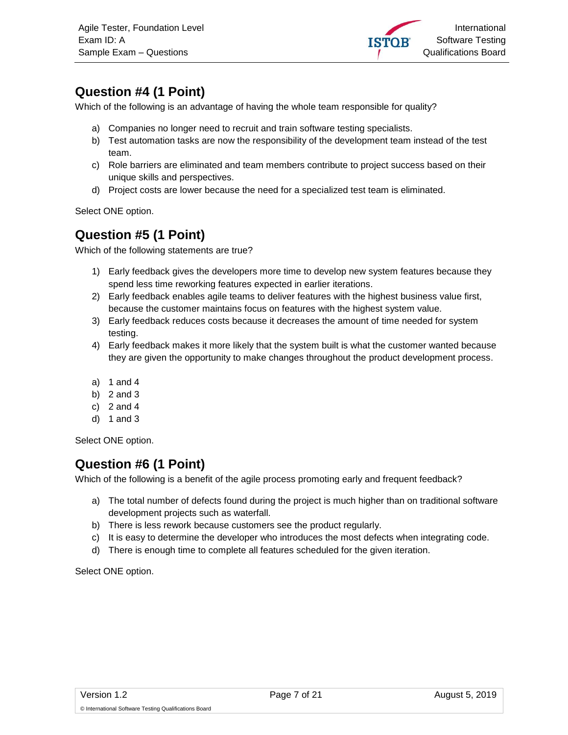## Question #4 (1 Point)

Which of the following is an advantage of having the whole team responsible for quality?

a) Companies no longer need to recruit and train software testing specialists.
b) Test automation tasks are now the responsibility of the development team instead of the test team.
c) Role barriers are eliminated and team members contribute to project success based on their unique skills and perspectives.
d) Project costs are lower because the need for a specialized test team is eliminated.

Select ONE option.

## Question #5 (1 Point)

Which of the following statements are true?

1) Early feedback gives the developers more time to develop new system features because they spend less time reworking features expected in earlier iterations.
2) Early feedback enables agile teams to deliver features with the highest business value first, because the customer maintains focus on features with the highest system value.
3) Early feedback reduces costs because it decreases the amount of time needed for system testing.
4) Early feedback makes it more likely that the system built is what the customer wanted because they are given the opportunity to make changes throughout the product development process.

a) 1 and 4
b) 2 and 3
c) 2 and 4
d) 1 and 3

Select ONE option.

## Question #6 (1 Point)

Which of the following is a benefit of the agile process promoting early and frequent feedback?

a) The total number of defects found during the project is much higher than on traditional software development projects such as waterfall.
b) There is less rework because customers see the product regularly.
c) It is easy to determine the developer who introduces the most defects when integrating code.
d) There is enough time to complete all features scheduled for the given iteration.

Select ONE option.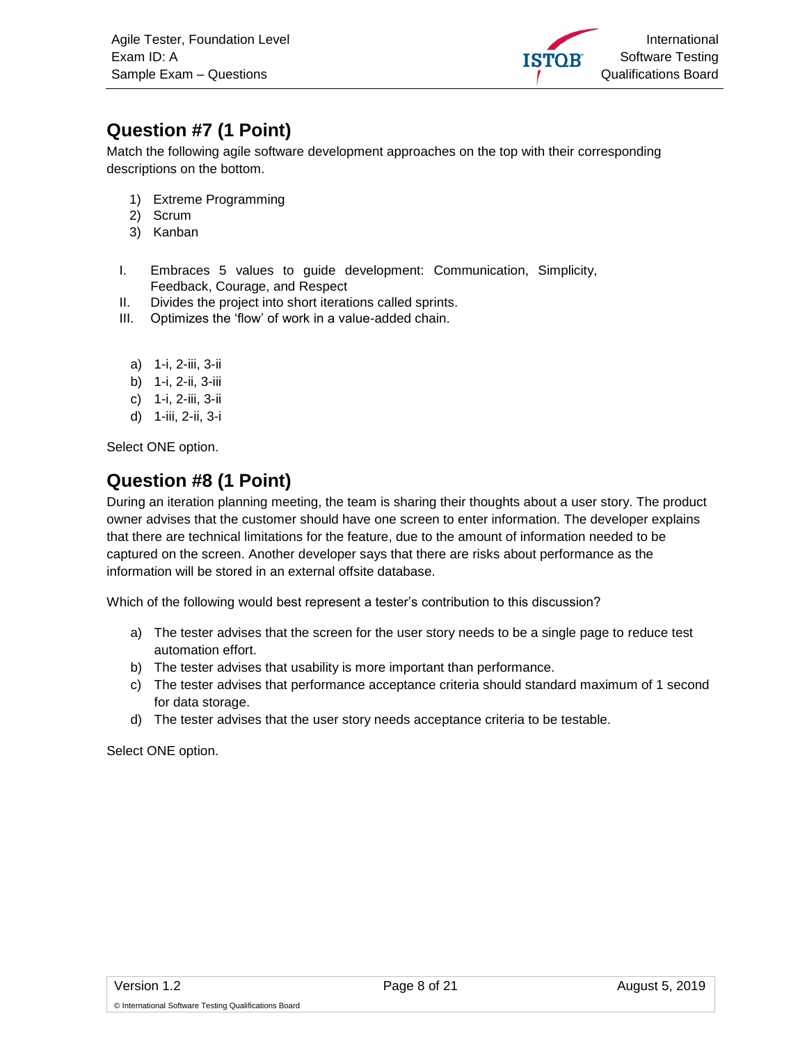## Question #7 (1 Point)

Match the following agile software development approaches on the top with their corresponding descriptions on the bottom.

1) Extreme Programming
2) Scrum
3) Kanban

I. Embraces 5 values to guide development: Communication, Simplicity, Feedback, Courage, and Respect
II. Divides the project into short iterations called sprints.
III. Optimizes the 'flow' of work in a value-added chain.

a) 1-i, 2-iii, 3-ii
b) 1-i, 2-ii, 3-iii
c) 1-i, 2-iii, 3-ii
d) 1-iii, 2-ii, 3-i

Select ONE option.

## Question #8 (1 Point)

During an iteration planning meeting, the team is sharing their thoughts about a user story. The product owner advises that the customer should have one screen to enter information. The developer explains that there are technical limitations for the feature, due to the amount of information needed to be captured on the screen. Another developer says that there are risks about performance as the information will be stored in an external offsite database.

Which of the following would best represent a tester's contribution to this discussion?

a) The tester advises that the screen for the user story needs to be a single page to reduce test automation effort.
b) The tester advises that usability is more important than performance.
c) The tester advises that performance acceptance criteria should standard maximum of 1 second for data storage.
d) The tester advises that the user story needs acceptance criteria to be testable.

Select ONE option.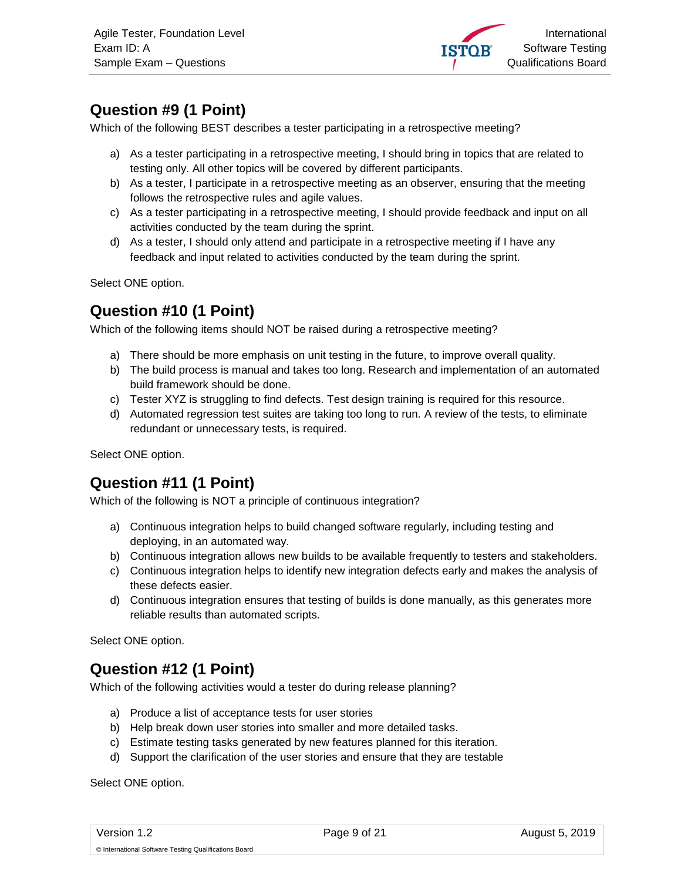## Question #9 (1 Point)

Which of the following BEST describes a tester participating in a retrospective meeting?

a) As a tester participating in a retrospective meeting, I should bring in topics that are related to testing only. All other topics will be covered by different participants.
b) As a tester, I participate in a retrospective meeting as an observer, ensuring that the meeting follows the retrospective rules and agile values.
c) As a tester participating in a retrospective meeting, I should provide feedback and input on all activities conducted by the team during the sprint.
d) As a tester, I should only attend and participate in a retrospective meeting if I have any feedback and input related to activities conducted by the team during the sprint.

Select ONE option.

## Question #10 (1 Point)

Which of the following items should NOT be raised during a retrospective meeting?

a) There should be more emphasis on unit testing in the future, to improve overall quality.
b) The build process is manual and takes too long. Research and implementation of an automated build framework should be done.
c) Tester XYZ is struggling to find defects. Test design training is required for this resource.
d) Automated regression test suites are taking too long to run. A review of the tests, to eliminate redundant or unnecessary tests, is required.

Select ONE option.

## Question #11 (1 Point)

Which of the following is NOT a principle of continuous integration?

a) Continuous integration helps to build changed software regularly, including testing and deploying, in an automated way.
b) Continuous integration allows new builds to be available frequently to testers and stakeholders.
c) Continuous integration helps to identify new integration defects early and makes the analysis of these defects easier.
d) Continuous integration ensures that testing of builds is done manually, as this generates more reliable results than automated scripts.

Select ONE option.

## Question #12 (1 Point)

Which of the following activities would a tester do during release planning?

a) Produce a list of acceptance tests for user stories
b) Help break down user stories into smaller and more detailed tasks.
c) Estimate testing tasks generated by new features planned for this iteration.
d) Support the clarification of the user stories and ensure that they are testable

Select ONE option.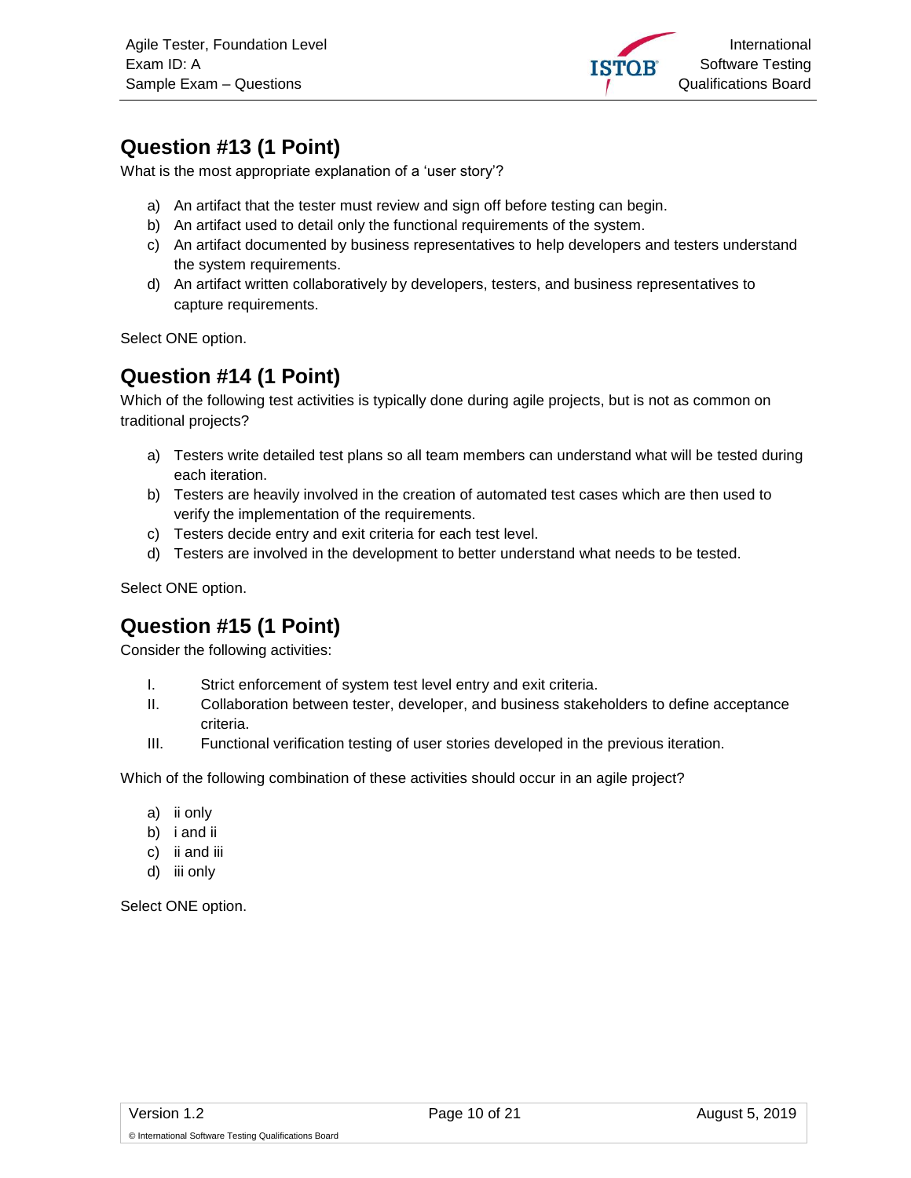## Question #13 (1 Point)

What is the most appropriate explanation of a 'user story'?

a) An artifact that the tester must review and sign off before testing can begin.
b) An artifact used to detail only the functional requirements of the system.
c) An artifact documented by business representatives to help developers and testers understand the system requirements.
d) An artifact written collaboratively by developers, testers, and business representatives to capture requirements.

Select ONE option.

## Question #14 (1 Point)

Which of the following test activities is typically done during agile projects, but is not as common on traditional projects?

a) Testers write detailed test plans so all team members can understand what will be tested during each iteration.
b) Testers are heavily involved in the creation of automated test cases which are then used to verify the implementation of the requirements.
c) Testers decide entry and exit criteria for each test level.
d) Testers are involved in the development to better understand what needs to be tested.

Select ONE option.

## Question #15 (1 Point)

Consider the following activities:

I. Strict enforcement of system test level entry and exit criteria.
II. Collaboration between tester, developer, and business stakeholders to define acceptance criteria.
III. Functional verification testing of user stories developed in the previous iteration.

Which of the following combination of these activities should occur in an agile project?

a) ii only
b) i and ii
c) ii and iii
d) iii only

Select ONE option.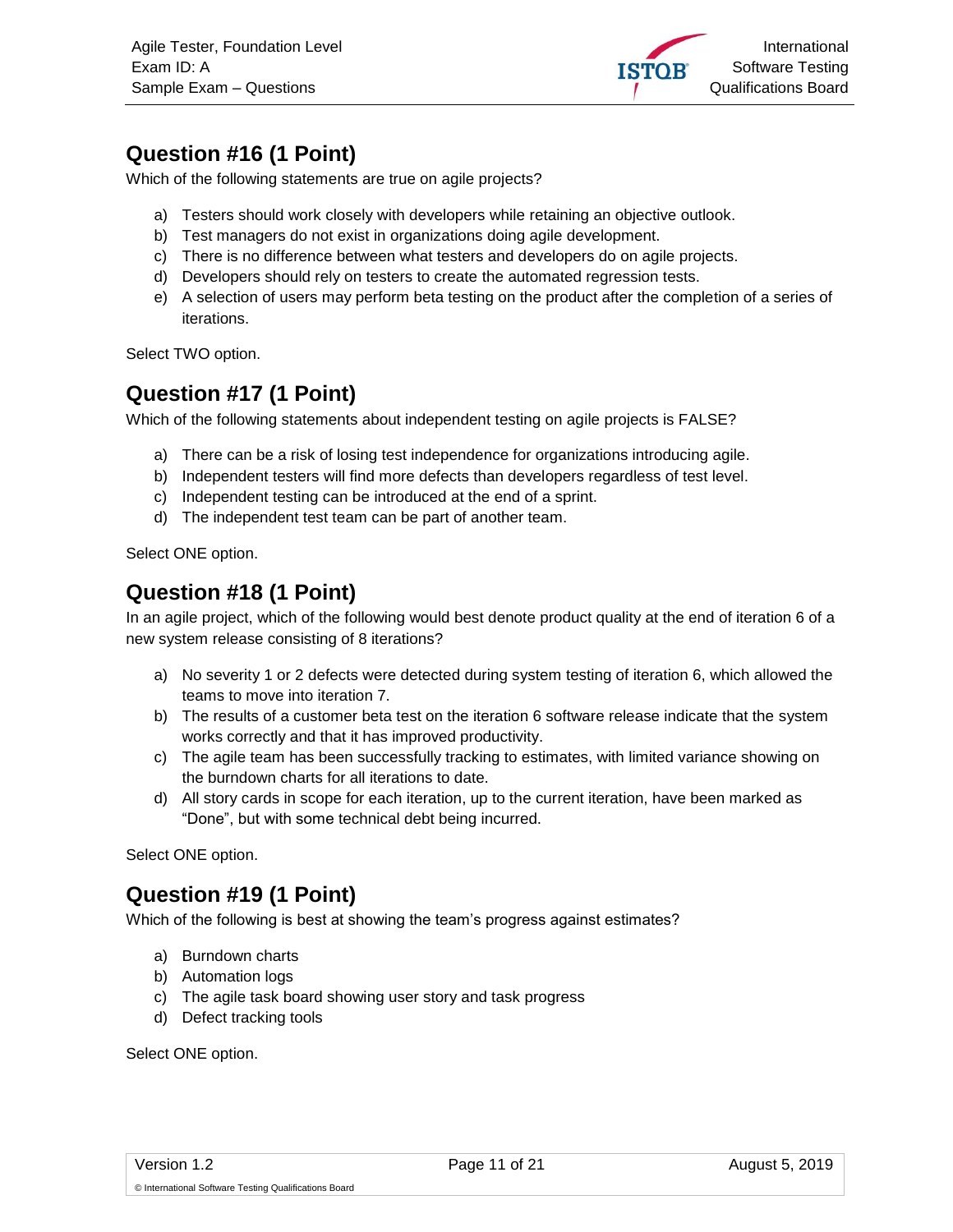## Question #16 (1 Point)

Which of the following statements are true on agile projects?

a) Testers should work closely with developers while retaining an objective outlook.
b) Test managers do not exist in organizations doing agile development.
c) There is no difference between what testers and developers do on agile projects.
d) Developers should rely on testers to create the automated regression tests.
e) A selection of users may perform beta testing on the product after the completion of a series of iterations.

Select TWO option.

## Question #17 (1 Point)

Which of the following statements about independent testing on agile projects is FALSE?

a) There can be a risk of losing test independence for organizations introducing agile.
b) Independent testers will find more defects than developers regardless of test level.
c) Independent testing can be introduced at the end of a sprint.
d) The independent test team can be part of another team.

Select ONE option.

## Question #18 (1 Point)

In an agile project, which of the following would best denote product quality at the end of iteration 6 of a new system release consisting of 8 iterations?

a) No severity 1 or 2 defects were detected during system testing of iteration 6, which allowed the teams to move into iteration 7.
b) The results of a customer beta test on the iteration 6 software release indicate that the system works correctly and that it has improved productivity.
c) The agile team has been successfully tracking to estimates, with limited variance showing on the burndown charts for all iterations to date.
d) All story cards in scope for each iteration, up to the current iteration, have been marked as "Done", but with some technical debt being incurred.

Select ONE option.

## Question #19 (1 Point)

Which of the following is best at showing the team's progress against estimates?

a) Burndown charts
b) Automation logs
c) The agile task board showing user story and task progress
d) Defect tracking tools

Select ONE option.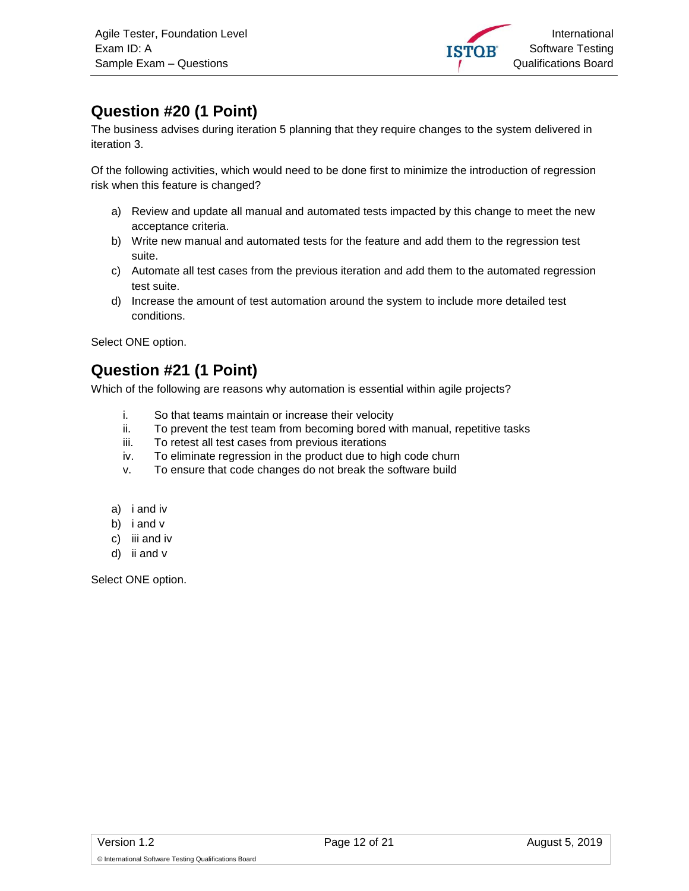## Question #20 (1 Point)

The business advises during iteration 5 planning that they require changes to the system delivered in iteration 3.

Of the following activities, which would need to be done first to minimize the introduction of regression risk when this feature is changed?

a) Review and update all manual and automated tests impacted by this change to meet the new acceptance criteria.
b) Write new manual and automated tests for the feature and add them to the regression test suite.
c) Automate all test cases from the previous iteration and add them to the automated regression test suite.
d) Increase the amount of test automation around the system to include more detailed test conditions.

Select ONE option.

## Question #21 (1 Point)

Which of the following are reasons why automation is essential within agile projects?

i. So that teams maintain or increase their velocity
ii. To prevent the test team from becoming bored with manual, repetitive tasks
iii. To retest all test cases from previous iterations
iv. To eliminate regression in the product due to high code churn
v. To ensure that code changes do not break the software build

a) i and iv
b) i and v
c) iii and iv
d) ii and v

Select ONE option.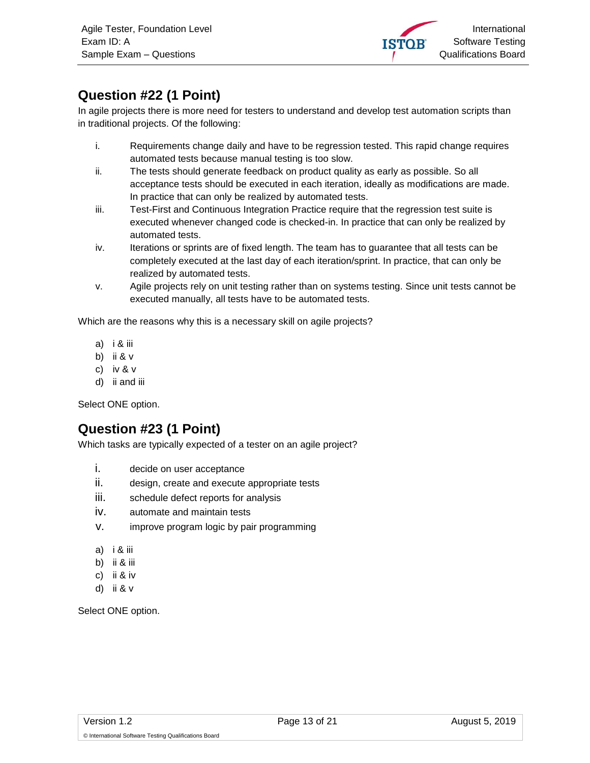## Question #22 (1 Point)

In agile projects there is more need for testers to understand and develop test automation scripts than in traditional projects. Of the following:

i. Requirements change daily and have to be regression tested. This rapid change requires automated tests because manual testing is too slow.
ii. The tests should generate feedback on product quality as early as possible. So all acceptance tests should be executed in each iteration, ideally as modifications are made. In practice that can only be realized by automated tests.
iii. Test-First and Continuous Integration Practice require that the regression test suite is executed whenever changed code is checked-in. In practice that can only be realized by automated tests.
iv. Iterations or sprints are of fixed length. The team has to guarantee that all tests can be completely executed at the last day of each iteration/sprint. In practice, that can only be realized by automated tests.
v. Agile projects rely on unit testing rather than on systems testing. Since unit tests cannot be executed manually, all tests have to be automated tests.

Which are the reasons why this is a necessary skill on agile projects?

a) i & iii
b) ii & v
c) iv & v
d) ii and iii

Select ONE option.

## Question #23 (1 Point)

Which tasks are typically expected of a tester on an agile project?

i. decide on user acceptance
ii. design, create and execute appropriate tests
iii. schedule defect reports for analysis
iv. automate and maintain tests
v. improve program logic by pair programming

a) i & iii
b) ii & iii
c) ii & iv
d) ii & v

Select ONE option.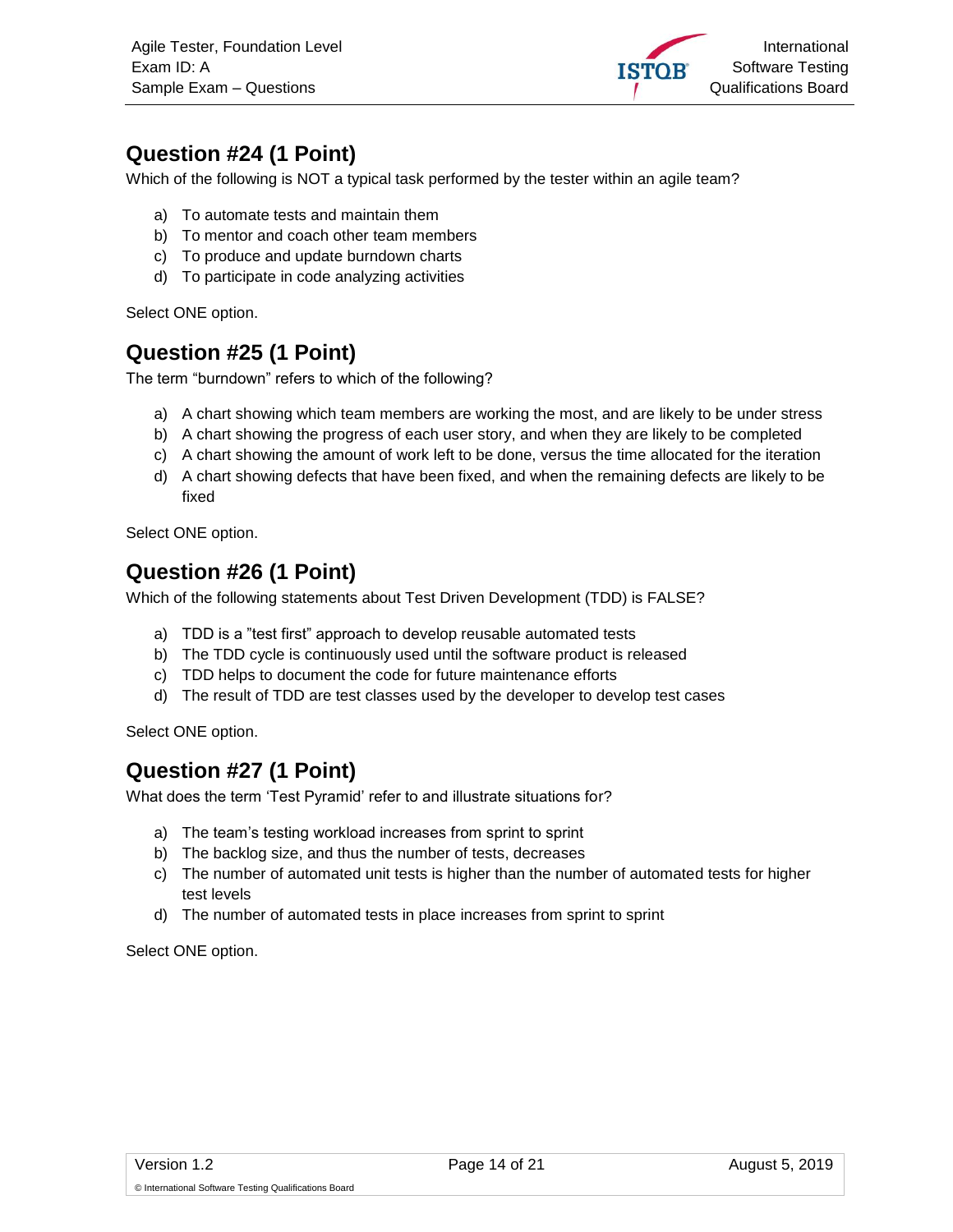## Question #24 (1 Point)

Which of the following is NOT a typical task performed by the tester within an agile team?

a) To automate tests and maintain them
b) To mentor and coach other team members
c) To produce and update burndown charts
d) To participate in code analyzing activities

Select ONE option.

## Question #25 (1 Point)

The term "burndown" refers to which of the following?

a) A chart showing which team members are working the most, and are likely to be under stress
b) A chart showing the progress of each user story, and when they are likely to be completed
c) A chart showing the amount of work left to be done, versus the time allocated for the iteration
d) A chart showing defects that have been fixed, and when the remaining defects are likely to be fixed

Select ONE option.

## Question #26 (1 Point)

Which of the following statements about Test Driven Development (TDD) is FALSE?

a) TDD is a "test first" approach to develop reusable automated tests
b) The TDD cycle is continuously used until the software product is released
c) TDD helps to document the code for future maintenance efforts
d) The result of TDD are test classes used by the developer to develop test cases

Select ONE option.

## Question #27 (1 Point)

What does the term 'Test Pyramid' refer to and illustrate situations for?

a) The team's testing workload increases from sprint to sprint
b) The backlog size, and thus the number of tests, decreases
c) The number of automated unit tests is higher than the number of automated tests for higher test levels
d) The number of automated tests in place increases from sprint to sprint

Select ONE option.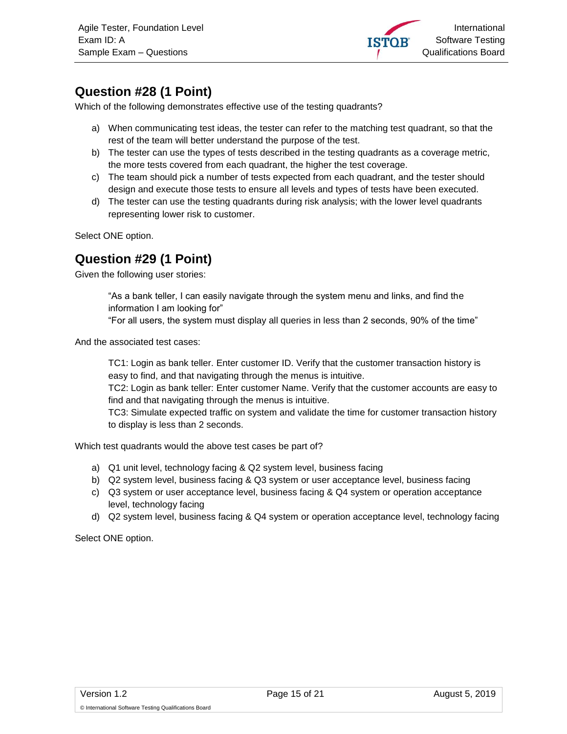## Question #28 (1 Point)

Which of the following demonstrates effective use of the testing quadrants?

a) When communicating test ideas, the tester can refer to the matching test quadrant, so that the rest of the team will better understand the purpose of the test.
b) The tester can use the types of tests described in the testing quadrants as a coverage metric, the more tests covered from each quadrant, the higher the test coverage.
c) The team should pick a number of tests expected from each quadrant, and the tester should design and execute those tests to ensure all levels and types of tests have been executed.
d) The tester can use the testing quadrants during risk analysis; with the lower level quadrants representing lower risk to customer.

Select ONE option.

## Question #29 (1 Point)

Given the following user stories:

> "As a bank teller, I can easily navigate through the system menu and links, and find the information I am looking for"
> "For all users, the system must display all queries in less than 2 seconds, 90% of the time"

And the associated test cases:

> TC1: Login as bank teller. Enter customer ID. Verify that the customer transaction history is easy to find, and that navigating through the menus is intuitive.
> TC2: Login as bank teller: Enter customer Name. Verify that the customer accounts are easy to find and that navigating through the menus is intuitive.
> TC3: Simulate expected traffic on system and validate the time for customer transaction history to display is less than 2 seconds.

Which test quadrants would the above test cases be part of?

a) Q1 unit level, technology facing & Q2 system level, business facing
b) Q2 system level, business facing & Q3 system or user acceptance level, business facing
c) Q3 system or user acceptance level, business facing & Q4 system or operation acceptance level, technology facing
d) Q2 system level, business facing & Q4 system or operation acceptance level, technology facing

Select ONE option.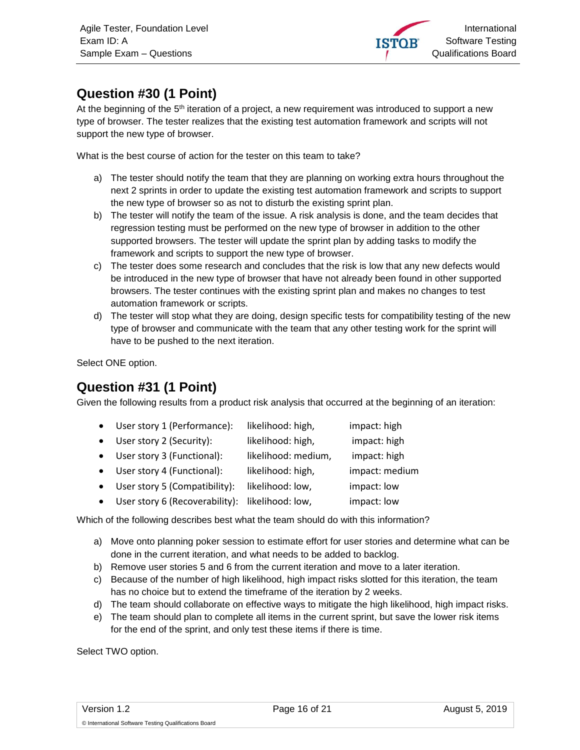## Question #30 (1 Point)

At the beginning of the 5th iteration of a project, a new requirement was introduced to support a new type of browser. The tester realizes that the existing test automation framework and scripts will not support the new type of browser.

What is the best course of action for the tester on this team to take?

a) The tester should notify the team that they are planning on working extra hours throughout the next 2 sprints in order to update the existing test automation framework and scripts to support the new type of browser so as not to disturb the existing sprint plan.
b) The tester will notify the team of the issue. A risk analysis is done, and the team decides that regression testing must be performed on the new type of browser in addition to the other supported browsers. The tester will update the sprint plan by adding tasks to modify the framework and scripts to support the new type of browser.
c) The tester does some research and concludes that the risk is low that any new defects would be introduced in the new type of browser that have not already been found in other supported browsers. The tester continues with the existing sprint plan and makes no changes to test automation framework or scripts.
d) The tester will stop what they are doing, design specific tests for compatibility testing of the new type of browser and communicate with the team that any other testing work for the sprint will have to be pushed to the next iteration.

Select ONE option.

## Question #31 (1 Point)

Given the following results from a product risk analysis that occurred at the beginning of an iteration:

- User story 1 (Performance): likelihood: high, impact: high
- User story 2 (Security): likelihood: high, impact: high
- User story 3 (Functional): likelihood: medium, impact: high
- User story 4 (Functional): likelihood: high, impact: medium
- User story 5 (Compatibility): likelihood: low, impact: low
- User story 6 (Recoverability): likelihood: low, impact: low

Which of the following describes best what the team should do with this information?

a) Move onto planning poker session to estimate effort for user stories and determine what can be done in the current iteration, and what needs to be added to backlog.
b) Remove user stories 5 and 6 from the current iteration and move to a later iteration.
c) Because of the number of high likelihood, high impact risks slotted for this iteration, the team has no choice but to extend the timeframe of the iteration by 2 weeks.
d) The team should collaborate on effective ways to mitigate the high likelihood, high impact risks.
e) The team should plan to complete all items in the current sprint, but save the lower risk items for the end of the sprint, and only test these items if there is time.

Select TWO option.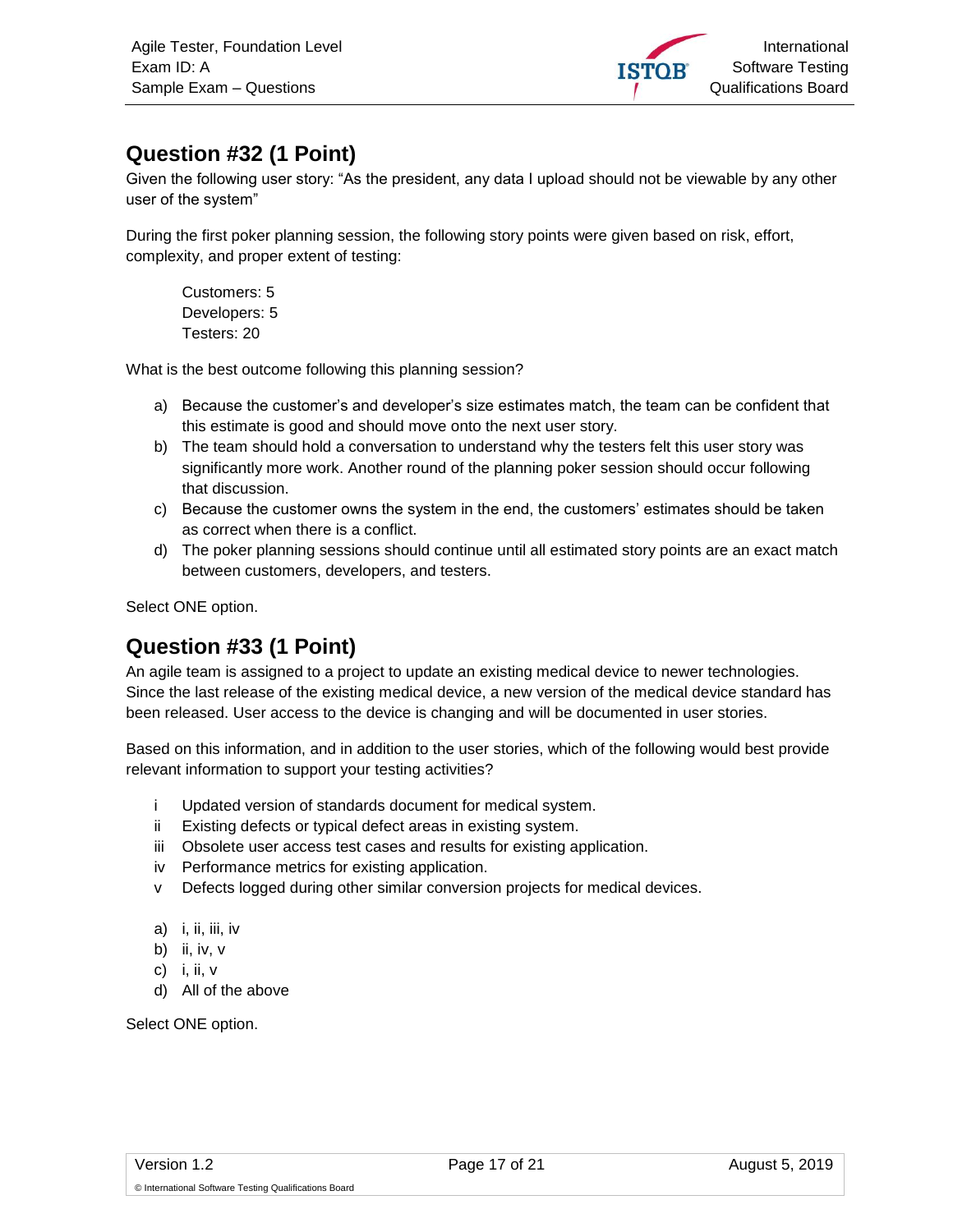## Question #32 (1 Point)

Given the following user story: "As the president, any data I upload should not be viewable by any other user of the system"

During the first poker planning session, the following story points were given based on risk, effort, complexity, and proper extent of testing:

Customers: 5
Developers: 5
Testers: 20

What is the best outcome following this planning session?

a) Because the customer's and developer's size estimates match, the team can be confident that this estimate is good and should move onto the next user story.
b) The team should hold a conversation to understand why the testers felt this user story was significantly more work. Another round of the planning poker session should occur following that discussion.
c) Because the customer owns the system in the end, the customers' estimates should be taken as correct when there is a conflict.
d) The poker planning sessions should continue until all estimated story points are an exact match between customers, developers, and testers.

Select ONE option.

## Question #33 (1 Point)

An agile team is assigned to a project to update an existing medical device to newer technologies. Since the last release of the existing medical device, a new version of the medical device standard has been released. User access to the device is changing and will be documented in user stories.

Based on this information, and in addition to the user stories, which of the following would best provide relevant information to support your testing activities?

i Updated version of standards document for medical system.
ii Existing defects or typical defect areas in existing system.
iii Obsolete user access test cases and results for existing application.
iv Performance metrics for existing application.
v Defects logged during other similar conversion projects for medical devices.

a) i, ii, iii, iv
b) ii, iv, v
c) i, ii, v
d) All of the above

Select ONE option.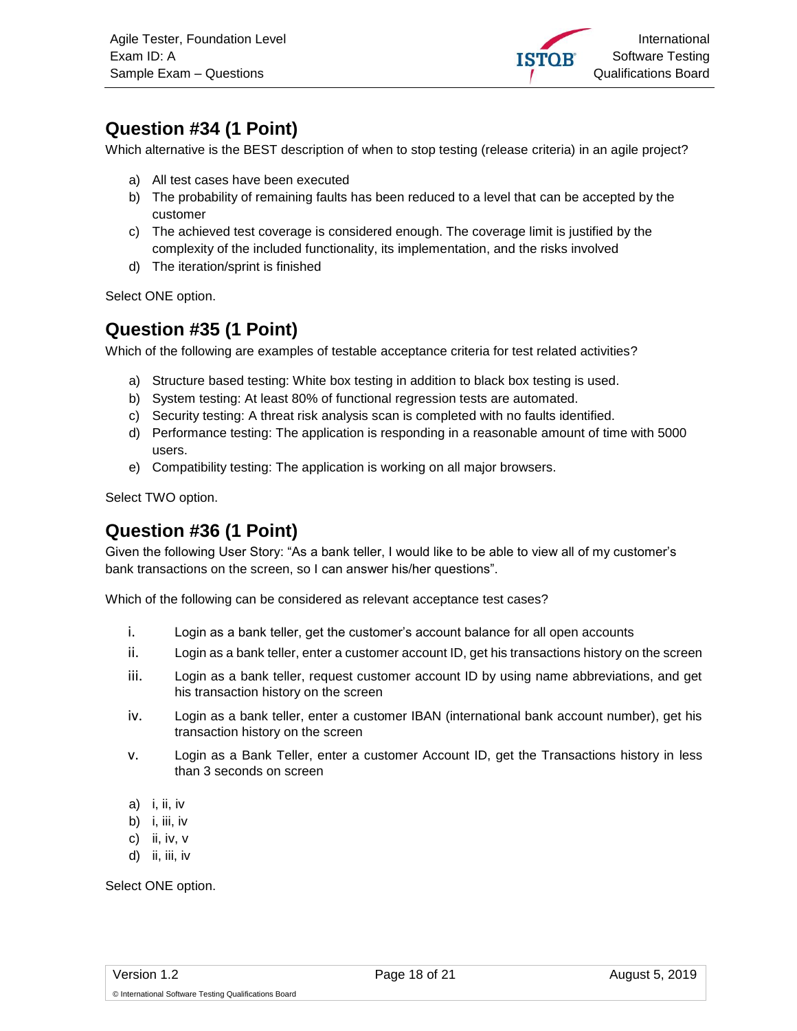## Question #34 (1 Point)

Which alternative is the BEST description of when to stop testing (release criteria) in an agile project?

a) All test cases have been executed
b) The probability of remaining faults has been reduced to a level that can be accepted by the customer
c) The achieved test coverage is considered enough. The coverage limit is justified by the complexity of the included functionality, its implementation, and the risks involved
d) The iteration/sprint is finished

Select ONE option.

## Question #35 (1 Point)

Which of the following are examples of testable acceptance criteria for test related activities?

a) Structure based testing: White box testing in addition to black box testing is used.
b) System testing: At least 80% of functional regression tests are automated.
c) Security testing: A threat risk analysis scan is completed with no faults identified.
d) Performance testing: The application is responding in a reasonable amount of time with 5000 users.
e) Compatibility testing: The application is working on all major browsers.

Select TWO option.

## Question #36 (1 Point)

Given the following User Story: “As a bank teller, I would like to be able to view all of my customer’s bank transactions on the screen, so I can answer his/her questions”.

Which of the following can be considered as relevant acceptance test cases?

i. Login as a bank teller, get the customer’s account balance for all open accounts
ii. Login as a bank teller, enter a customer account ID, get his transactions history on the screen
iii. Login as a bank teller, request customer account ID by using name abbreviations, and get his transaction history on the screen
iv. Login as a bank teller, enter a customer IBAN (international bank account number), get his transaction history on the screen
v. Login as a Bank Teller, enter a customer Account ID, get the Transactions history in less than 3 seconds on screen

a) i, ii, iv
b) i, iii, iv
c) ii, iv, v
d) ii, iii, iv

Select ONE option.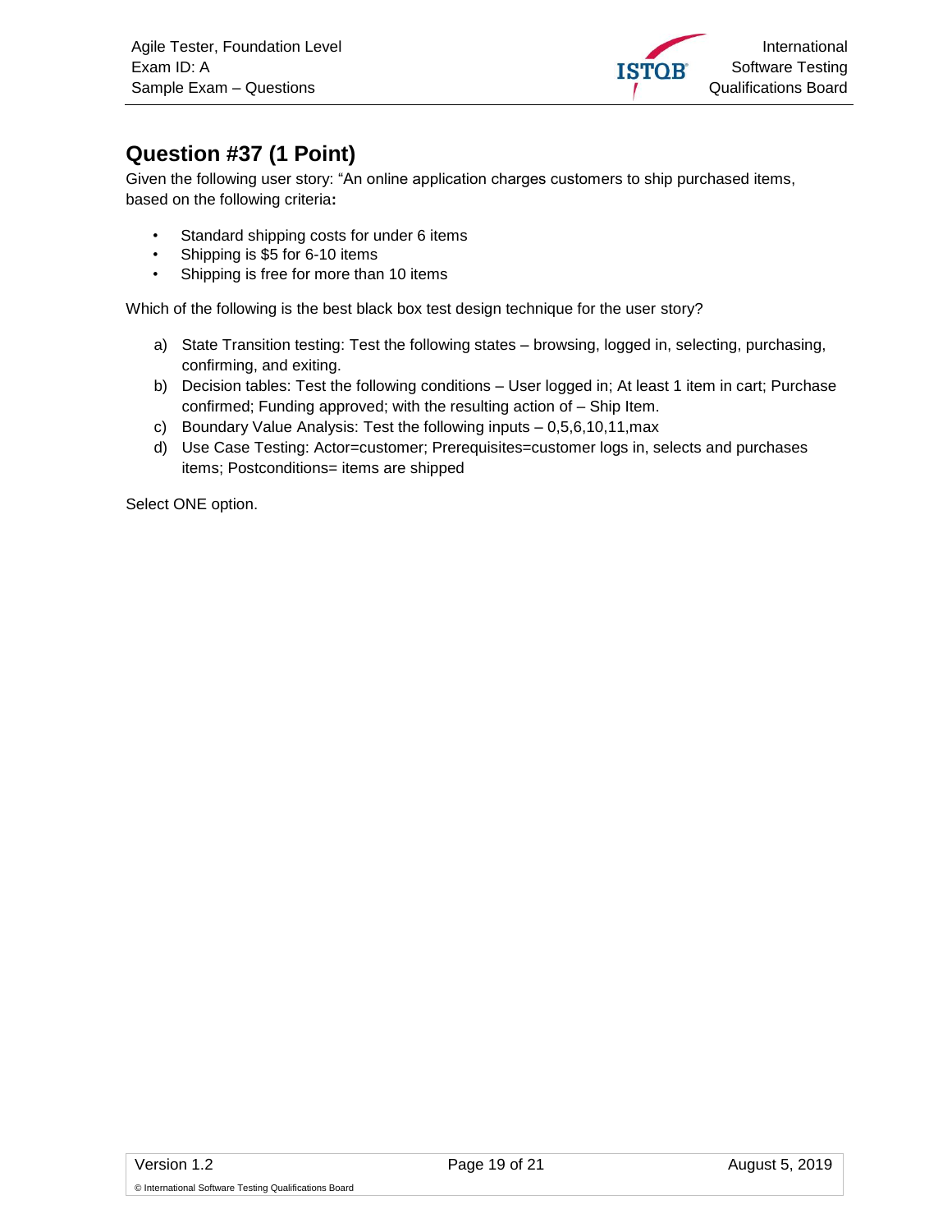## Question #37 (1 Point)

Given the following user story: "An online application charges customers to ship purchased items, based on the following criteria**:**

- Standard shipping costs for under 6 items
- Shipping is $5 for 6-10 items
- Shipping is free for more than 10 items

Which of the following is the best black box test design technique for the user story?

a) State Transition testing: Test the following states – browsing, logged in, selecting, purchasing, confirming, and exiting.

b) Decision tables: Test the following conditions – User logged in; At least 1 item in cart; Purchase confirmed; Funding approved; with the resulting action of – Ship Item.

c) Boundary Value Analysis: Test the following inputs – 0,5,6,10,11,max

d) Use Case Testing: Actor=customer; Prerequisites=customer logs in, selects and purchases items; Postconditions= items are shipped

Select ONE option.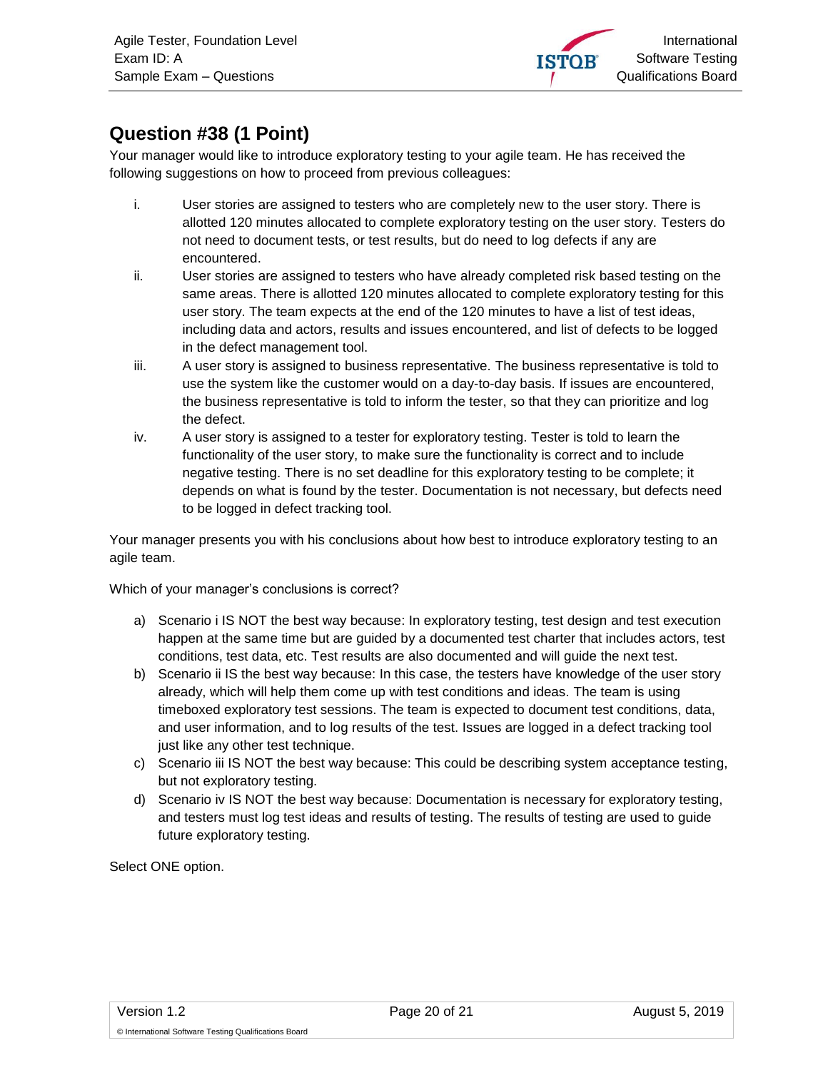## Question #38 (1 Point)

Your manager would like to introduce exploratory testing to your agile team. He has received the following suggestions on how to proceed from previous colleagues:

i. User stories are assigned to testers who are completely new to the user story. There is allotted 120 minutes allocated to complete exploratory testing on the user story. Testers do not need to document tests, or test results, but do need to log defects if any are encountered.

ii. User stories are assigned to testers who have already completed risk based testing on the same areas. There is allotted 120 minutes allocated to complete exploratory testing for this user story. The team expects at the end of the 120 minutes to have a list of test ideas, including data and actors, results and issues encountered, and list of defects to be logged in the defect management tool.

iii. A user story is assigned to business representative. The business representative is told to use the system like the customer would on a day-to-day basis. If issues are encountered, the business representative is told to inform the tester, so that they can prioritize and log the defect.

iv. A user story is assigned to a tester for exploratory testing. Tester is told to learn the functionality of the user story, to make sure the functionality is correct and to include negative testing. There is no set deadline for this exploratory testing to be complete; it depends on what is found by the tester. Documentation is not necessary, but defects need to be logged in defect tracking tool.

Your manager presents you with his conclusions about how best to introduce exploratory testing to an agile team.

Which of your manager's conclusions is correct?

a) Scenario i IS NOT the best way because: In exploratory testing, test design and test execution happen at the same time but are guided by a documented test charter that includes actors, test conditions, test data, etc. Test results are also documented and will guide the next test.

b) Scenario ii IS the best way because: In this case, the testers have knowledge of the user story already, which will help them come up with test conditions and ideas. The team is using timeboxed exploratory test sessions. The team is expected to document test conditions, data, and user information, and to log results of the test. Issues are logged in a defect tracking tool just like any other test technique.

c) Scenario iii IS NOT the best way because: This could be describing system acceptance testing, but not exploratory testing.

d) Scenario iv IS NOT the best way because: Documentation is necessary for exploratory testing, and testers must log test ideas and results of testing. The results of testing are used to guide future exploratory testing.

Select ONE option.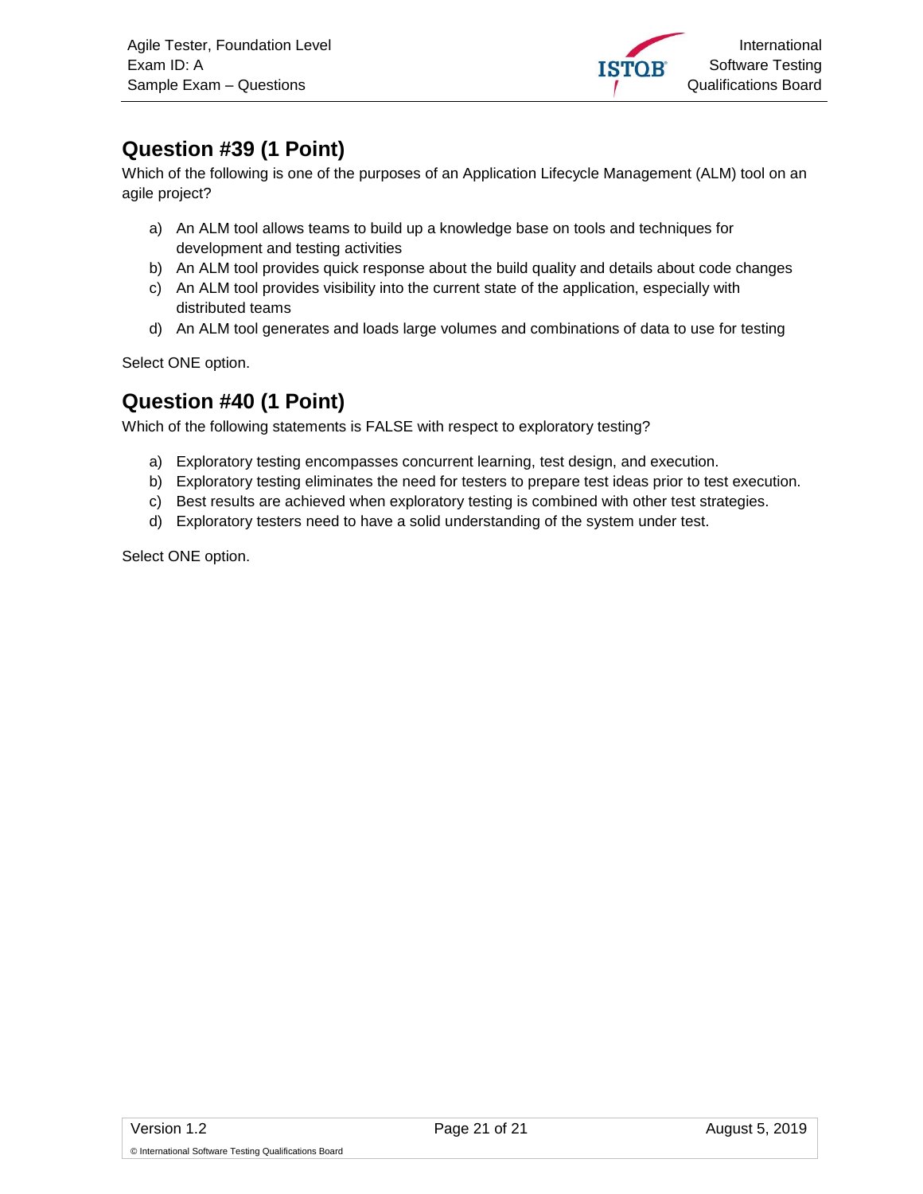## Question #39 (1 Point)

Which of the following is one of the purposes of an Application Lifecycle Management (ALM) tool on an agile project?

a) An ALM tool allows teams to build up a knowledge base on tools and techniques for development and testing activities
b) An ALM tool provides quick response about the build quality and details about code changes
c) An ALM tool provides visibility into the current state of the application, especially with distributed teams
d) An ALM tool generates and loads large volumes and combinations of data to use for testing

Select ONE option.

## Question #40 (1 Point)

Which of the following statements is FALSE with respect to exploratory testing?

a) Exploratory testing encompasses concurrent learning, test design, and execution.
b) Exploratory testing eliminates the need for testers to prepare test ideas prior to test execution.
c) Best results are achieved when exploratory testing is combined with other test strategies.
d) Exploratory testers need to have a solid understanding of the system under test.

Select ONE option.